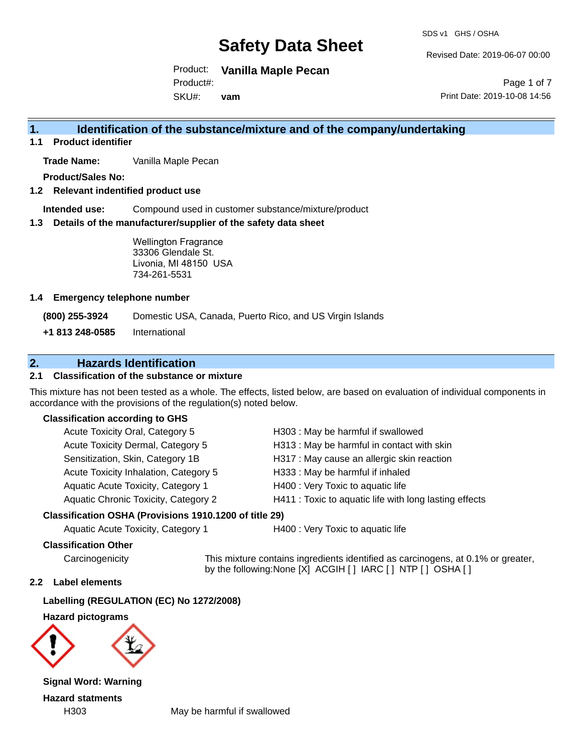# Safety Data Sheet

SDS v1 GHS / OSHA

Revised Date: 2019-06-07 00:00

Product: **Vanilla Maple Pecan**

Product#:

SKU#: **vam**

Print Date: 2019-10-08 14:56

## 1. Identification of the substance/mixture and of the company/undertaking

### 1.1 Product identifier

**Trade Name:** Vanilla Maple Pecan

**Product/Sales No:**

### 1.2 Relevant indentified product use

**Intended use:** Compound used in customer substance/mixture/product

### 1.3 Details of the manufacturer/supplier of the safety data sheet

Wellington Fragrance
33306 Glendale St.
Livonia, MI 48150 USA
734-261-5531

### 1.4 Emergency telephone number

**(800) 255-3924** Domestic USA, Canada, Puerto Rico, and US Virgin Islands

**+1 813 248-0585** International

## 2. Hazards Identification

### 2.1 Classification of the substance or mixture

This mixture has not been tested as a whole. The effects, listed below, are based on evaluation of individual components in accordance with the provisions of the regulation(s) noted below.

**Classification according to GHS**

| | |
|---|---|
| Acute Toxicity Oral, Category 5 | H303 : May be harmful if swallowed |
| Acute Toxicity Dermal, Category 5 | H313 : May be harmful in contact with skin |
| Sensitization, Skin, Category 1B | H317 : May cause an allergic skin reaction |
| Acute Toxicity Inhalation, Category 5 | H333 : May be harmful if inhaled |
| Aquatic Acute Toxicity, Category 1 | H400 : Very Toxic to aquatic life |
| Aquatic Chronic Toxicity, Category 2 | H411 : Toxic to aquatic life with long lasting effects |

**Classification OSHA (Provisions 1910.1200 of title 29)**

| | |
|---|---|
| Aquatic Acute Toxicity, Category 1 | H400 : Very Toxic to aquatic life |

**Classification Other**

Carcinogenicity: This mixture contains ingredients identified as carcinogens, at 0.1% or greater, by the following:None [X] ACGIH [ ] IARC [ ] NTP [ ] OSHA [ ]

### 2.2 Label elements

**Labelling (REGULATION (EC) No 1272/2008)**

**Hazard pictograms**

**Signal Word: Warning**

**Hazard statments**

H303 May be harmful if swallowed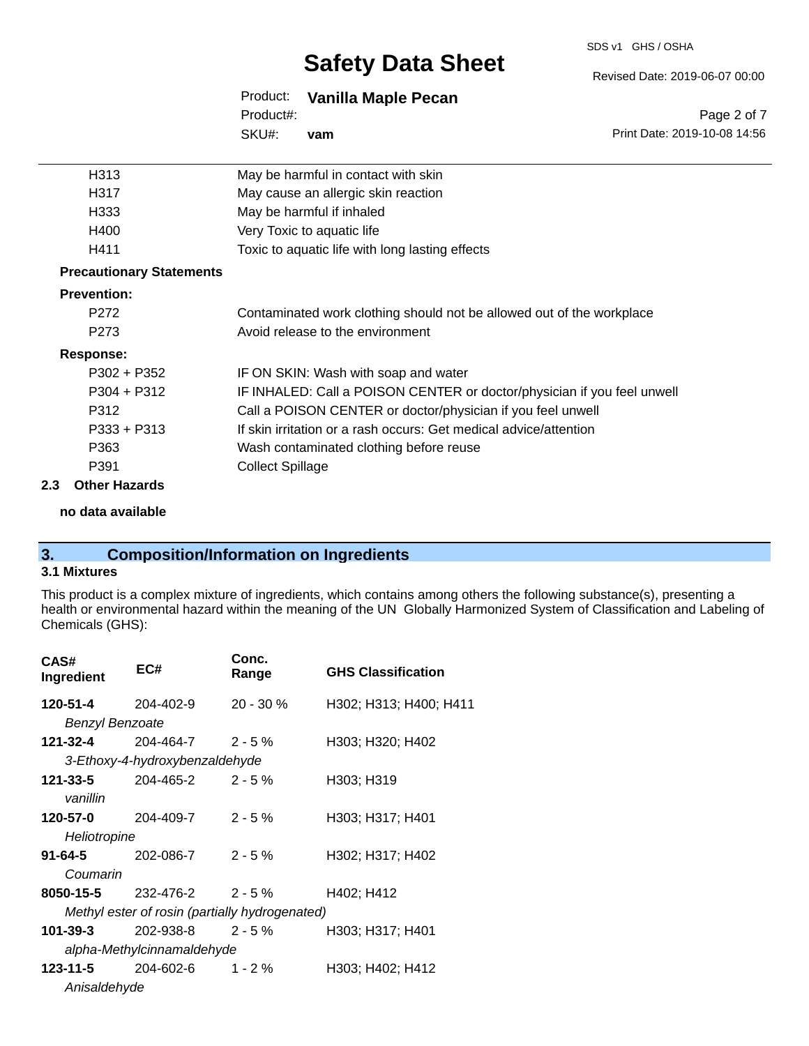| | |
|---|---|
| H313 | May be harmful in contact with skin |
| H317 | May cause an allergic skin reaction |
| H333 | May be harmful if inhaled |
| H400 | Very Toxic to aquatic life |
| H411 | Toxic to aquatic life with long lasting effects |

**Precautionary Statements**

**Prevention:**

| | |
|---|---|
| P272 | Contaminated work clothing should not be allowed out of the workplace |
| P273 | Avoid release to the environment |

**Response:**

| | |
|---|---|
| P302 + P352 | IF ON SKIN: Wash with soap and water |
| P304 + P312 | IF INHALED: Call a POISON CENTER or doctor/physician if you feel unwell |
| P312 | Call a POISON CENTER or doctor/physician if you feel unwell |
| P333 + P313 | If skin irritation or a rash occurs: Get medical advice/attention |
| P363 | Wash contaminated clothing before reuse |
| P391 | Collect Spillage |

### 2.3 Other Hazards

**no data available**

## 3. Composition/Information on Ingredients

### 3.1 Mixtures

This product is a complex mixture of ingredients, which contains among others the following substance(s), presenting a health or environmental hazard within the meaning of the UN Globally Harmonized System of Classification and Labeling of Chemicals (GHS):

| CAS# Ingredient | EC# | Conc. Range | GHS Classification |
|---|---|---|---|
| **120-51-4** *Benzyl Benzoate* | 204-402-9 | 20 - 30 % | H302; H313; H400; H411 |
| **121-32-4** *3-Ethoxy-4-hydroxybenzaldehyde* | 204-464-7 | 2 - 5 % | H303; H320; H402 |
| **121-33-5** *vanillin* | 204-465-2 | 2 - 5 % | H303; H319 |
| **120-57-0** *Heliotropine* | 204-409-7 | 2 - 5 % | H303; H317; H401 |
| **91-64-5** *Coumarin* | 202-086-7 | 2 - 5 % | H302; H317; H402 |
| **8050-15-5** *Methyl ester of rosin (partially hydrogenated)* | 232-476-2 | 2 - 5 % | H402; H412 |
| **101-39-3** *alpha-Methylcinnamaldehyde* | 202-938-8 | 2 - 5 % | H303; H317; H401 |
| **123-11-5** *Anisaldehyde* | 204-602-6 | 1 - 2 % | H303; H402; H412 |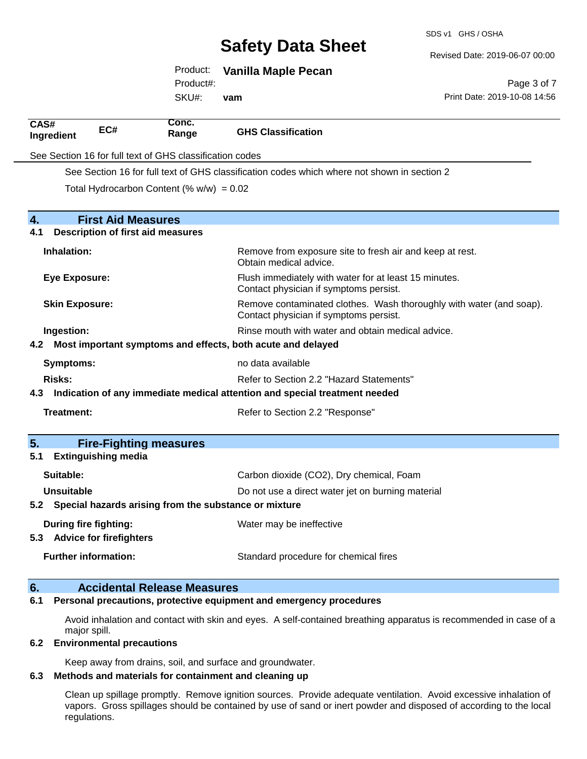| CAS# Ingredient | EC# | Conc. Range | GHS Classification |
|---|---|---|---|

See Section 16 for full text of GHS classification codes

See Section 16 for full text of GHS classification codes which where not shown in section 2

Total Hydrocarbon Content (% w/w) = 0.02

## 4. First Aid Measures

### 4.1 Description of first aid measures

| | |
|---|---|
| **Inhalation:** | Remove from exposure site to fresh air and keep at rest. Obtain medical advice. |
| **Eye Exposure:** | Flush immediately with water for at least 15 minutes. Contact physician if symptoms persist. |
| **Skin Exposure:** | Remove contaminated clothes. Wash thoroughly with water (and soap). Contact physician if symptoms persist. |
| **Ingestion:** | Rinse mouth with water and obtain medical advice. |

### 4.2 Most important symptoms and effects, both acute and delayed

| | |
|---|---|
| **Symptoms:** | no data available |
| **Risks:** | Refer to Section 2.2 "Hazard Statements" |

### 4.3 Indication of any immediate medical attention and special treatment needed

| | |
|---|---|
| **Treatment:** | Refer to Section 2.2 "Response" |

## 5. Fire-Fighting measures

### 5.1 Extinguishing media

| | |
|---|---|
| **Suitable:** | Carbon dioxide ($CO_2$), Dry chemical, Foam |
| **Unsuitable** | Do not use a direct water jet on burning material |

### 5.2 Special hazards arising from the substance or mixture

| | |
|---|---|
| **During fire fighting:** | Water may be ineffective |

### 5.3 Advice for firefighters

| | |
|---|---|
| **Further information:** | Standard procedure for chemical fires |

## 6. Accidental Release Measures

### 6.1 Personal precautions, protective equipment and emergency procedures

Avoid inhalation and contact with skin and eyes. A self-contained breathing apparatus is recommended in case of a major spill.

### 6.2 Environmental precautions

Keep away from drains, soil, and surface and groundwater.

### 6.3 Methods and materials for containment and cleaning up

Clean up spillage promptly. Remove ignition sources. Provide adequate ventilation. Avoid excessive inhalation of vapors. Gross spillages should be contained by use of sand or inert powder and disposed of according to the local regulations.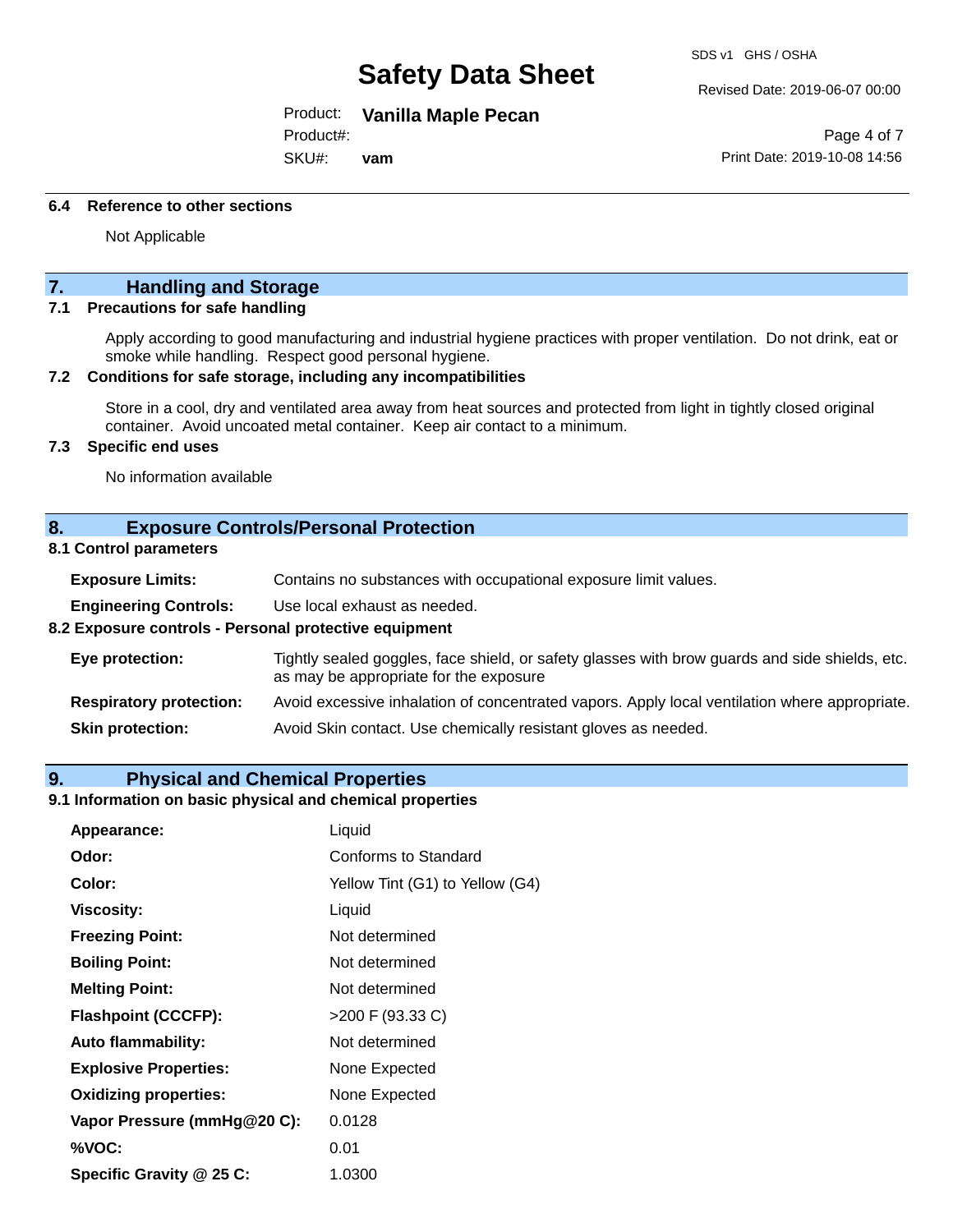### 6.4 Reference to other sections

Not Applicable

## 7. Handling and Storage

### 7.1 Precautions for safe handling

Apply according to good manufacturing and industrial hygiene practices with proper ventilation. Do not drink, eat or smoke while handling. Respect good personal hygiene.

### 7.2 Conditions for safe storage, including any incompatibilities

Store in a cool, dry and ventilated area away from heat sources and protected from light in tightly closed original container. Avoid uncoated metal container. Keep air contact to a minimum.

### 7.3 Specific end uses

No information available

## 8. Exposure Controls/Personal Protection

### 8.1 Control parameters

| | |
|---|---|
| **Exposure Limits:** | Contains no substances with occupational exposure limit values. |
| **Engineering Controls:** | Use local exhaust as needed. |

### 8.2 Exposure controls - Personal protective equipment

| | |
|---|---|
| **Eye protection:** | Tightly sealed goggles, face shield, or safety glasses with brow guards and side shields, etc. as may be appropriate for the exposure |
| **Respiratory protection:** | Avoid excessive inhalation of concentrated vapors. Apply local ventilation where appropriate. |
| **Skin protection:** | Avoid Skin contact. Use chemically resistant gloves as needed. |

## 9. Physical and Chemical Properties

### 9.1 Information on basic physical and chemical properties

| | |
|---|---|
| **Appearance:** | Liquid |
| **Odor:** | Conforms to Standard |
| **Color:** | Yellow Tint (G1) to Yellow (G4) |
| **Viscosity:** | Liquid |
| **Freezing Point:** | Not determined |
| **Boiling Point:** | Not determined |
| **Melting Point:** | Not determined |
| **Flashpoint (CCCFP):** | >200 F (93.33 C) |
| **Auto flammability:** | Not determined |
| **Explosive Properties:** | None Expected |
| **Oxidizing properties:** | None Expected |
| **Vapor Pressure (mmHg@20 C):** | 0.0128 |
| **%VOC:** | 0.01 |
| **Specific Gravity @ 25 C:** | 1.0300 |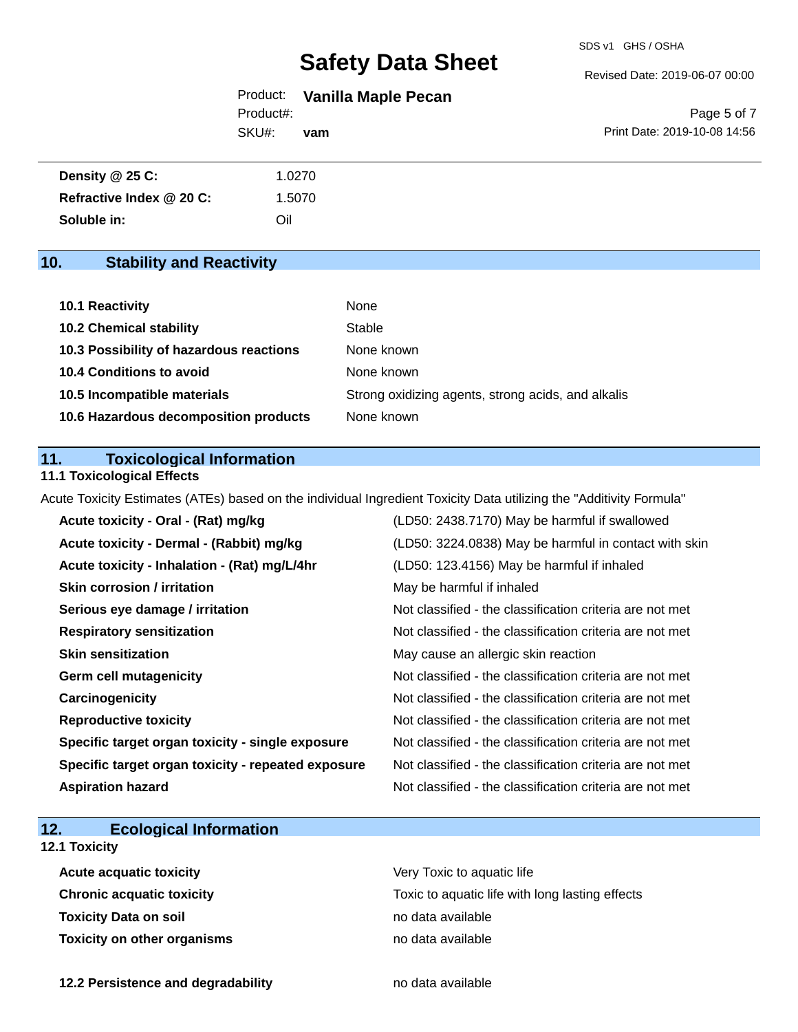| | |
|---|---|
| **Density @ 25 C:** | 1.0270 |
| **Refractive Index @ 20 C:** | 1.5070 |
| **Soluble in:** | Oil |

## 10. Stability and Reactivity

| | |
|---|---|
| **10.1 Reactivity** | None |
| **10.2 Chemical stability** | Stable |
| **10.3 Possibility of hazardous reactions** | None known |
| **10.4 Conditions to avoid** | None known |
| **10.5 Incompatible materials** | Strong oxidizing agents, strong acids, and alkalis |
| **10.6 Hazardous decomposition products** | None known |

## 11. Toxicological Information

### 11.1 Toxicological Effects

Acute Toxicity Estimates (ATEs) based on the individual Ingredient Toxicity Data utilizing the "Additivity Formula"

| | |
|---|---|
| **Acute toxicity - Oral - (Rat) mg/kg** | (LD50: 2438.7170) May be harmful if swallowed |
| **Acute toxicity - Dermal - (Rabbit) mg/kg** | (LD50: 3224.0838) May be harmful in contact with skin |
| **Acute toxicity - Inhalation - (Rat) mg/L/4hr** | (LD50: 123.4156) May be harmful if inhaled |
| **Skin corrosion / irritation** | May be harmful if inhaled |
| **Serious eye damage / irritation** | Not classified - the classification criteria are not met |
| **Respiratory sensitization** | Not classified - the classification criteria are not met |
| **Skin sensitization** | May cause an allergic skin reaction |
| **Germ cell mutagenicity** | Not classified - the classification criteria are not met |
| **Carcinogenicity** | Not classified - the classification criteria are not met |
| **Reproductive toxicity** | Not classified - the classification criteria are not met |
| **Specific target organ toxicity - single exposure** | Not classified - the classification criteria are not met |
| **Specific target organ toxicity - repeated exposure** | Not classified - the classification criteria are not met |
| **Aspiration hazard** | Not classified - the classification criteria are not met |

## 12. Ecological Information

### 12.1 Toxicity

| | |
|---|---|
| **Acute acquatic toxicity** | Very Toxic to aquatic life |
| **Chronic acquatic toxicity** | Toxic to aquatic life with long lasting effects |
| **Toxicity Data on soil** | no data available |
| **Toxicity on other organisms** | no data available |

| | |
|---|---|
| **12.2 Persistence and degradability** | no data available |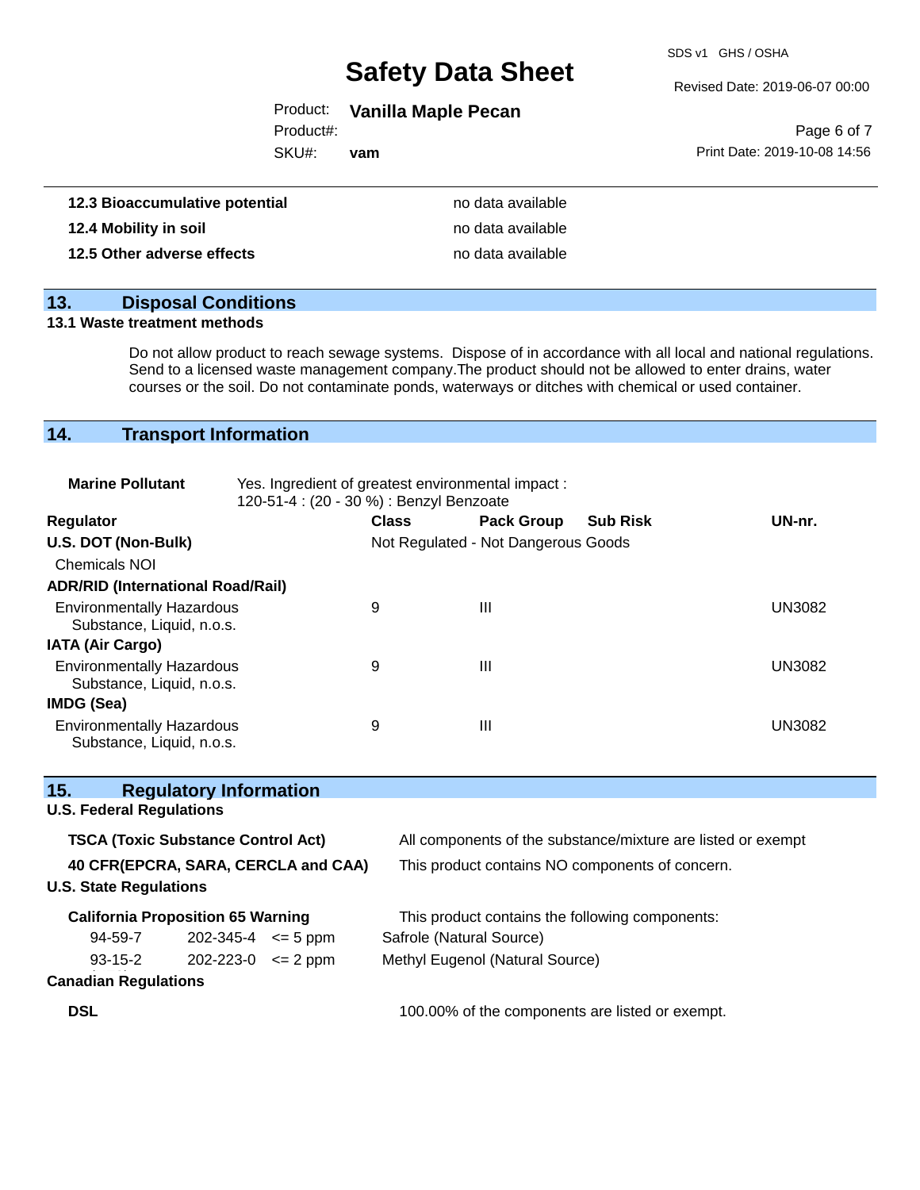| | |
|---|---|
| **12.3 Bioaccumulative potential** | no data available |
| **12.4 Mobility in soil** | no data available |
| **12.5 Other adverse effects** | no data available |

## 13. Disposal Conditions

**13.1 Waste treatment methods**

Do not allow product to reach sewage systems. Dispose of in accordance with all local and national regulations. Send to a licensed waste management company.The product should not be allowed to enter drains, water courses or the soil. Do not contaminate ponds, waterways or ditches with chemical or used container.

## 14. Transport Information

**Marine Pollutant** Yes. Ingredient of greatest environmental impact : 120-51-4 : (20 - 30 %) : Benzyl Benzoate

| Regulator | Class | Pack Group | Sub Risk | UN-nr. |
|---|---|---|---|---|
| **U.S. DOT (Non-Bulk)** | Not Regulated - Not Dangerous Goods | | | |
| Chemicals NOI | | | | |
| **ADR/RID (International Road/Rail)** | | | | |
| Environmentally Hazardous Substance, Liquid, n.o.s. | 9 | III | | UN3082 |
| **IATA (Air Cargo)** | | | | |
| Environmentally Hazardous Substance, Liquid, n.o.s. | 9 | III | | UN3082 |
| **IMDG (Sea)** | | | | |
| Environmentally Hazardous Substance, Liquid, n.o.s. | 9 | III | | UN3082 |

## 15. Regulatory Information

**U.S. Federal Regulations**

| | |
|---|---|
| **TSCA (Toxic Substance Control Act)** | All components of the substance/mixture are listed or exempt |
| **40 CFR(EPCRA, SARA, CERCLA and CAA)** | This product contains NO components of concern. |

**U.S. State Regulations**

**California Proposition 65 Warning** This product contains the following components:

| CAS | EC | Amount | Name |
|---|---|---|---|
| 94-59-7 | 202-345-4 | <= 5 ppm | Safrole (Natural Source) |
| 93-15-2 | 202-223-0 | <= 2 ppm | Methyl Eugenol (Natural Source) |

**Canadian Regulations**

| | |
|---|---|
| **DSL** | 100.00% of the components are listed or exempt. |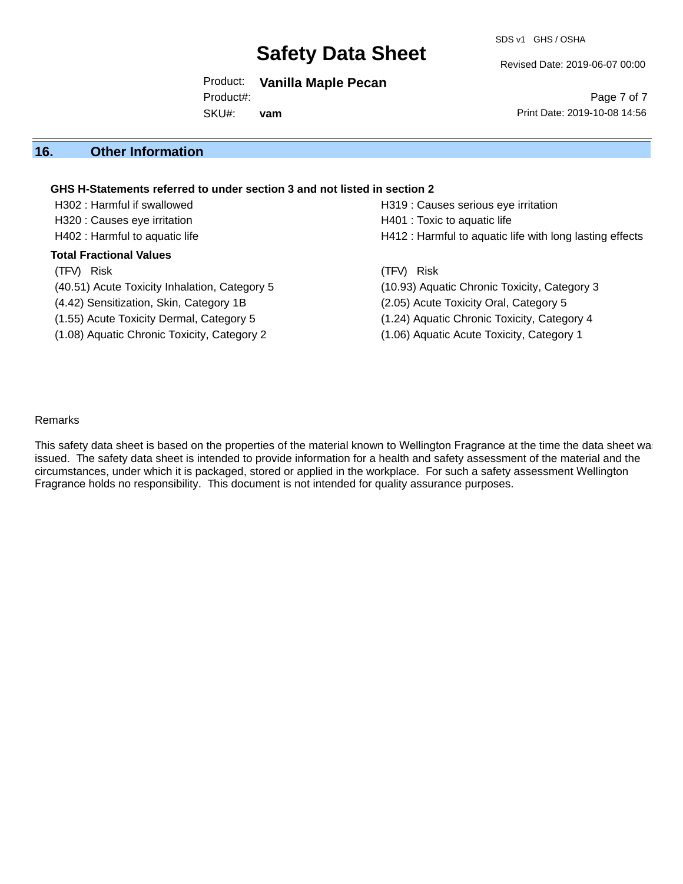## 16. Other Information

**GHS H-Statements referred to under section 3 and not listed in section 2**

H302 : Harmful if swallowed
H319 : Causes serious eye irritation
H320 : Causes eye irritation
H401 : Toxic to aquatic life
H402 : Harmful to aquatic life
H412 : Harmful to aquatic life with long lasting effects

**Total Fractional Values**

| (TFV) | Risk | (TFV) | Risk |
|---|---|---|---|
| (40.51) | Acute Toxicity Inhalation, Category 5 | (10.93) | Aquatic Chronic Toxicity, Category 3 |
| (4.42) | Sensitization, Skin, Category 1B | (2.05) | Acute Toxicity Oral, Category 5 |
| (1.55) | Acute Toxicity Dermal, Category 5 | (1.24) | Aquatic Chronic Toxicity, Category 4 |
| (1.08) | Aquatic Chronic Toxicity, Category 2 | (1.06) | Aquatic Acute Toxicity, Category 1 |

Remarks

This safety data sheet is based on the properties of the material known to Wellington Fragrance at the time the data sheet was issued. The safety data sheet is intended to provide information for a health and safety assessment of the material and the circumstances, under which it is packaged, stored or applied in the workplace. For such a safety assessment Wellington Fragrance holds no responsibility. This document is not intended for quality assurance purposes.